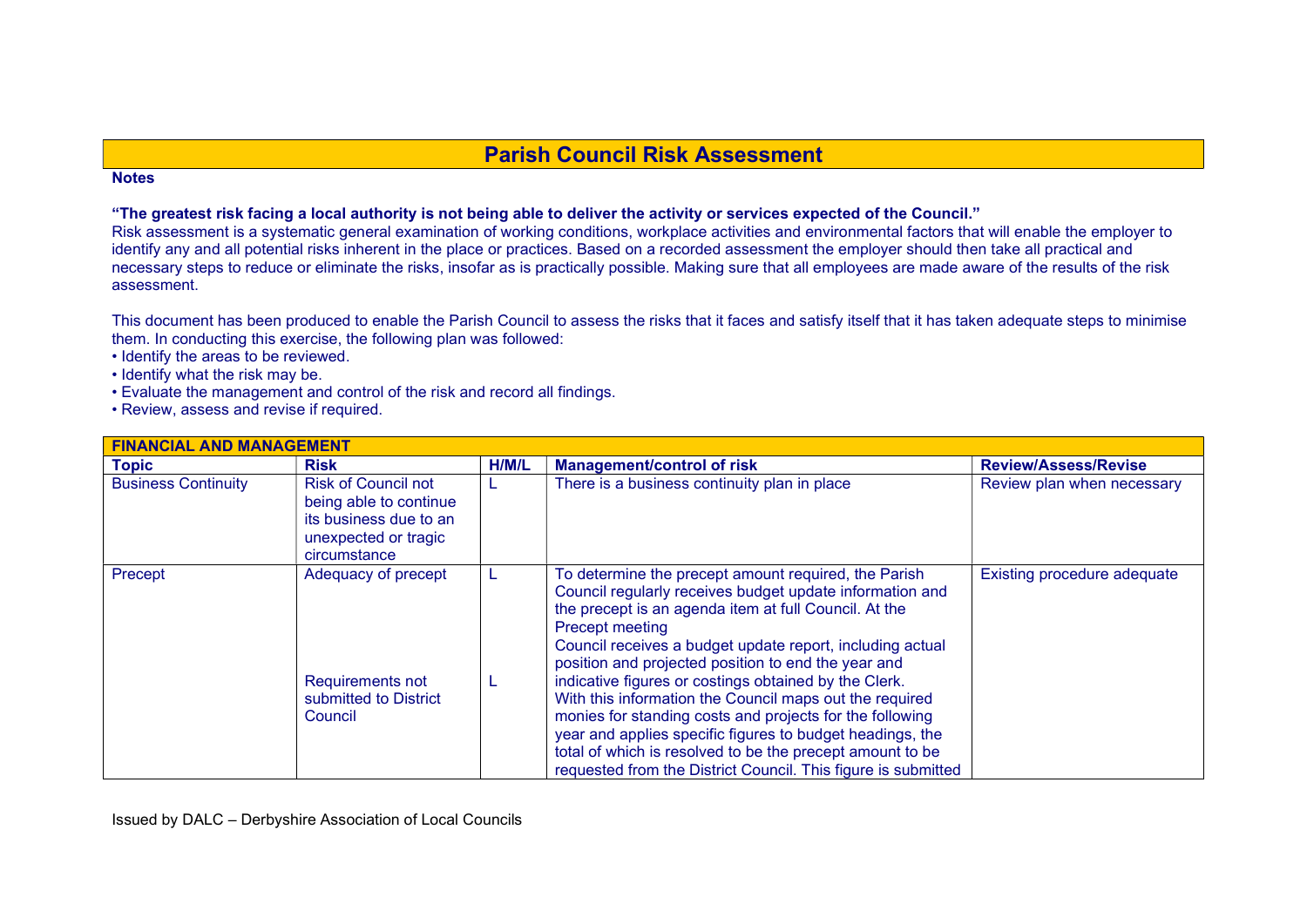# Parish Council Risk Assessment

**Notes**

**"The greatest risk facing a local authority is not being able to deliver the activity or services expected of the Council."**

Risk assessment is a systematic general examination of working conditions, workplace activities and environmental factors that will enable the employer to identify any and all potential risks inherent in the place or practices. Based on a recorded assessment the employer should then take all practical and necessary steps to reduce or eliminate the risks, insofar as is practically possible. Making sure that all employees are made aware of the results of the risk assessment.

This document has been produced to enable the Parish Council to assess the risks that it faces and satisfy itself that it has taken adequate steps to minimise them. In conducting this exercise, the following plan was followed:

- Identify the areas to be reviewed.
- Identify what the risk may be.
- Evaluate the management and control of the risk and record all findings.
- Review, assess and revise if required.

| **FINANCIAL AND MANAGEMENT** | | | | |
|---|---|---|---|---|
| **Topic** | **Risk** | **H/M/L** | **Management/control of risk** | **Review/Assess/Revise** |
| Business Continuity | Risk of Council not being able to continue its business due to an unexpected or tragic circumstance | L | There is a business continuity plan in place | Review plan when necessary |
| Precept | Adequacy of precept<br><br>Requirements not submitted to District Council | L<br><br>L | To determine the precept amount required, the Parish Council regularly receives budget update information and the precept is an agenda item at full Council. At the Precept meeting Council receives a budget update report, including actual position and projected position to end the year and indicative figures or costings obtained by the Clerk. With this information the Council maps out the required monies for standing costs and projects for the following year and applies specific figures to budget headings, the total of which is resolved to be the precept amount to be requested from the District Council. This figure is submitted | Existing procedure adequate |

Issued by DALC – Derbyshire Association of Local Councils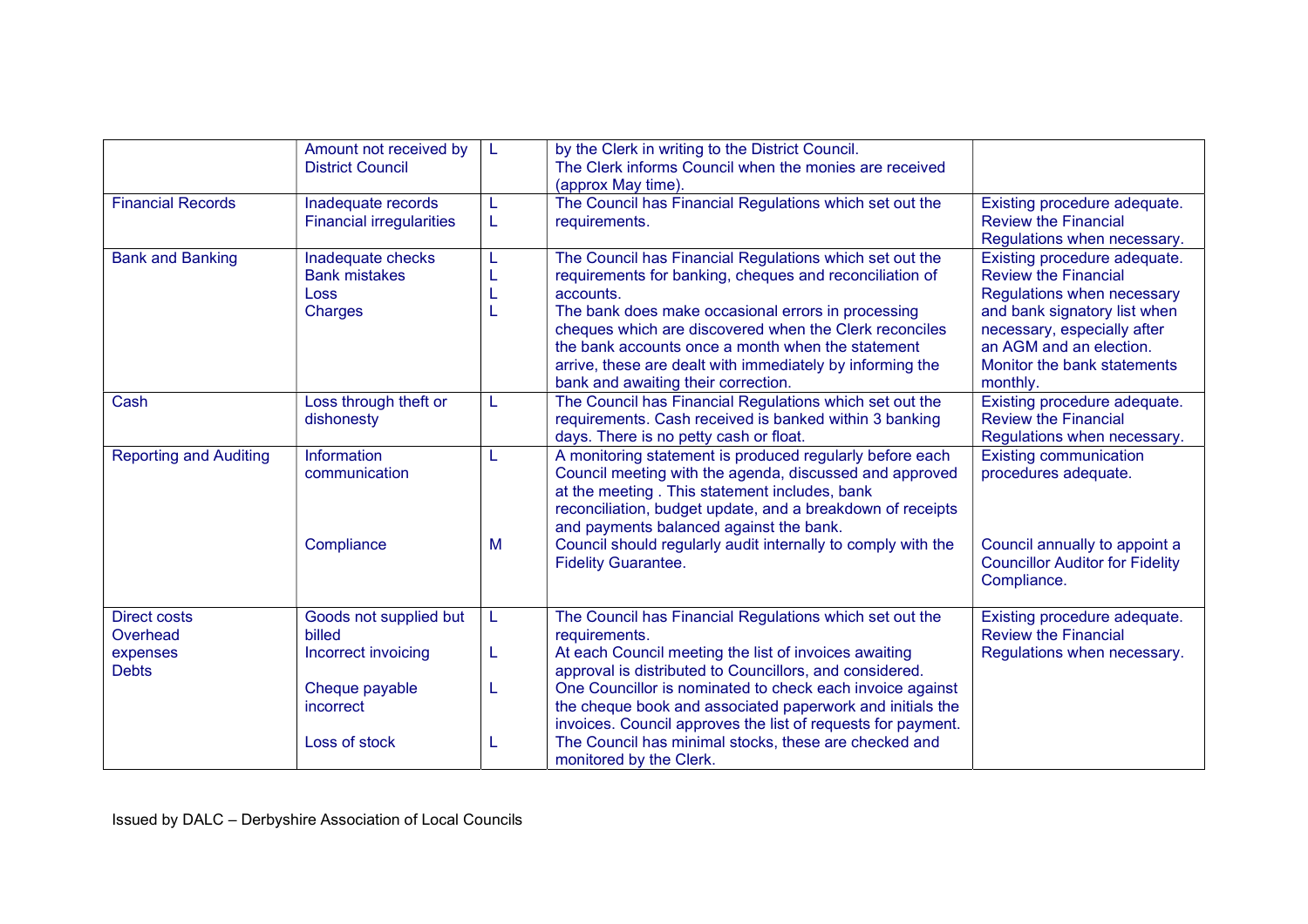| | | | | |
|---|---|---|---|---|
| | Amount not received by District Council | L | by the Clerk in writing to the District Council. The Clerk informs Council when the monies are received (approx May time). | |
| Financial Records | Inadequate records<br>Financial irregularities | L<br>L | The Council has Financial Regulations which set out the requirements. | Existing procedure adequate. Review the Financial Regulations when necessary. |
| Bank and Banking | Inadequate checks<br>Bank mistakes<br>Loss<br>Charges | L<br>L<br>L<br>L | The Council has Financial Regulations which set out the requirements for banking, cheques and reconciliation of accounts.<br>The bank does make occasional errors in processing cheques which are discovered when the Clerk reconciles the bank accounts once a month when the statement arrive, these are dealt with immediately by informing the bank and awaiting their correction. | Existing procedure adequate. Review the Financial Regulations when necessary and bank signatory list when necessary, especially after an AGM and an election. Monitor the bank statements monthly. |
| Cash | Loss through theft or dishonesty | L | The Council has Financial Regulations which set out the requirements. Cash received is banked within 3 banking days. There is no petty cash or float. | Existing procedure adequate. Review the Financial Regulations when necessary. |
| Reporting and Auditing | Information communication<br><br>Compliance | L<br><br>M | A monitoring statement is produced regularly before each Council meeting with the agenda, discussed and approved at the meeting . This statement includes, bank reconciliation, budget update, and a breakdown of receipts and payments balanced against the bank.<br>Council should regularly audit internally to comply with the Fidelity Guarantee. | Existing communication procedures adequate.<br><br>Council annually to appoint a Councillor Auditor for Fidelity Compliance. |
| Direct costs<br>Overhead expenses<br>Debts | Goods not supplied but billed<br>Incorrect invoicing<br>Cheque payable incorrect<br>Loss of stock | L<br>L<br>L<br>L | The Council has Financial Regulations which set out the requirements.<br>At each Council meeting the list of invoices awaiting approval is distributed to Councillors, and considered.<br>One Councillor is nominated to check each invoice against the cheque book and associated paperwork and initials the invoices. Council approves the list of requests for payment.<br>The Council has minimal stocks, these are checked and monitored by the Clerk. | Existing procedure adequate. Review the Financial Regulations when necessary. |

Issued by DALC – Derbyshire Association of Local Councils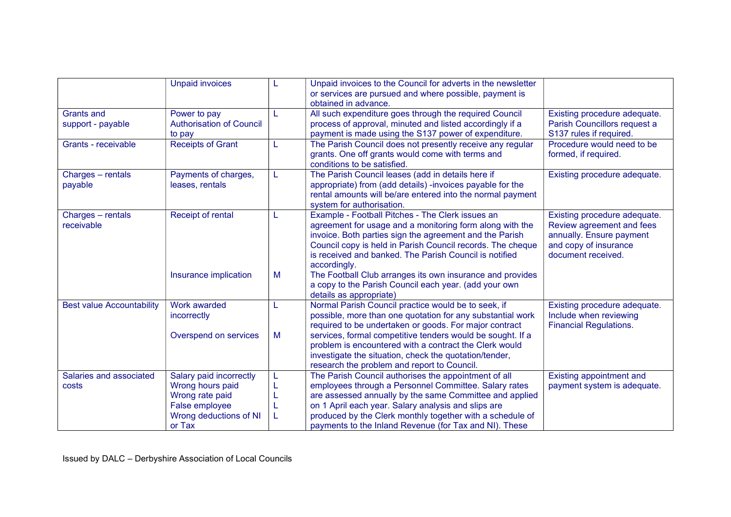| | | | | |
|---|---|---|---|---|
| | Unpaid invoices | L | Unpaid invoices to the Council for adverts in the newsletter or services are pursued and where possible, payment is obtained in advance. | |
| Grants and support - payable | Power to pay Authorisation of Council to pay | L | All such expenditure goes through the required Council process of approval, minuted and listed accordingly if a payment is made using the S137 power of expenditure. | Existing procedure adequate. Parish Councillors request a S137 rules if required. |
| Grants - receivable | Receipts of Grant | L | The Parish Council does not presently receive any regular grants. One off grants would come with terms and conditions to be satisfied. | Procedure would need to be formed, if required. |
| Charges – rentals payable | Payments of charges, leases, rentals | L | The Parish Council leases (add in details here if appropriate) from (add details) -invoices payable for the rental amounts will be/are entered into the normal payment system for authorisation. | Existing procedure adequate. |
| Charges – rentals receivable | Receipt of rental<br><br>Insurance implication | L<br><br>M | Example - Football Pitches - The Clerk issues an agreement for usage and a monitoring form along with the invoice. Both parties sign the agreement and the Parish Council copy is held in Parish Council records. The cheque is received and banked. The Parish Council is notified accordingly.<br>The Football Club arranges its own insurance and provides a copy to the Parish Council each year. (add your own details as appropriate) | Existing procedure adequate. Review agreement and fees annually. Ensure payment and copy of insurance document received. |
| Best value Accountability | Work awarded incorrectly<br><br>Overspend on services | L<br><br>M | Normal Parish Council practice would be to seek, if possible, more than one quotation for any substantial work required to be undertaken or goods. For major contract services, formal competitive tenders would be sought. If a problem is encountered with a contract the Clerk would investigate the situation, check the quotation/tender, research the problem and report to Council. | Existing procedure adequate. Include when reviewing Financial Regulations. |
| Salaries and associated costs | Salary paid incorrectly<br>Wrong hours paid<br>Wrong rate paid<br>False employee<br>Wrong deductions of NI or Tax | L<br>L<br>L<br>L<br>L | The Parish Council authorises the appointment of all employees through a Personnel Committee. Salary rates are assessed annually by the same Committee and applied on 1 April each year. Salary analysis and slips are produced by the Clerk monthly together with a schedule of payments to the Inland Revenue (for Tax and NI). These | Existing appointment and payment system is adequate. |

Issued by DALC – Derbyshire Association of Local Councils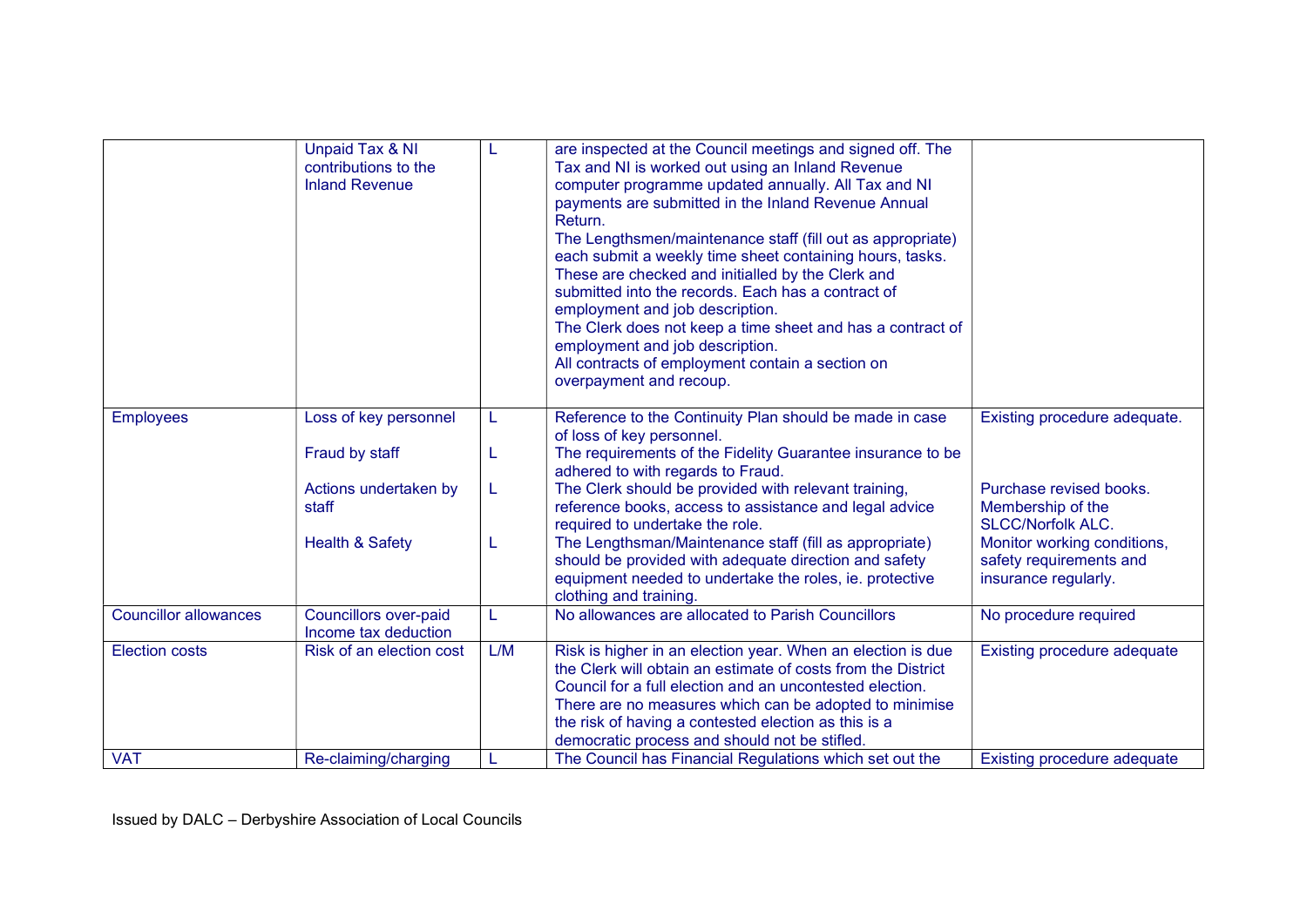|  |  |  |  |  |
|---|---|---|---|---|
|  | Unpaid Tax & NI contributions to the Inland Revenue | L | are inspected at the Council meetings and signed off. The Tax and NI is worked out using an Inland Revenue computer programme updated annually. All Tax and NI payments are submitted in the Inland Revenue Annual Return.<br>The Lengthsmen/maintenance staff (fill out as appropriate) each submit a weekly time sheet containing hours, tasks. These are checked and initialled by the Clerk and submitted into the records. Each has a contract of employment and job description.<br>The Clerk does not keep a time sheet and has a contract of employment and job description.<br>All contracts of employment contain a section on overpayment and recoup. |  |
| Employees | Loss of key personnel<br><br>Fraud by staff<br><br>Actions undertaken by staff<br><br>Health & Safety | L<br><br>L<br><br>L<br><br>L | Reference to the Continuity Plan should be made in case of loss of key personnel.<br>The requirements of the Fidelity Guarantee insurance to be adhered to with regards to Fraud.<br>The Clerk should be provided with relevant training, reference books, access to assistance and legal advice required to undertake the role.<br>The Lengthsman/Maintenance staff (fill as appropriate) should be provided with adequate direction and safety equipment needed to undertake the roles, ie. protective clothing and training. | Existing procedure adequate.<br><br><br><br>Purchase revised books. Membership of the SLCC/Norfolk ALC.<br>Monitor working conditions, safety requirements and insurance regularly. |
| Councillor allowances | Councillors over-paid Income tax deduction | L | No allowances are allocated to Parish Councillors | No procedure required |
| Election costs | Risk of an election cost | L/M | Risk is higher in an election year. When an election is due the Clerk will obtain an estimate of costs from the District Council for a full election and an uncontested election. There are no measures which can be adopted to minimise the risk of having a contested election as this is a democratic process and should not be stifled. | Existing procedure adequate |
| VAT | Re-claiming/charging | L | The Council has Financial Regulations which set out the | Existing procedure adequate |

Issued by DALC – Derbyshire Association of Local Councils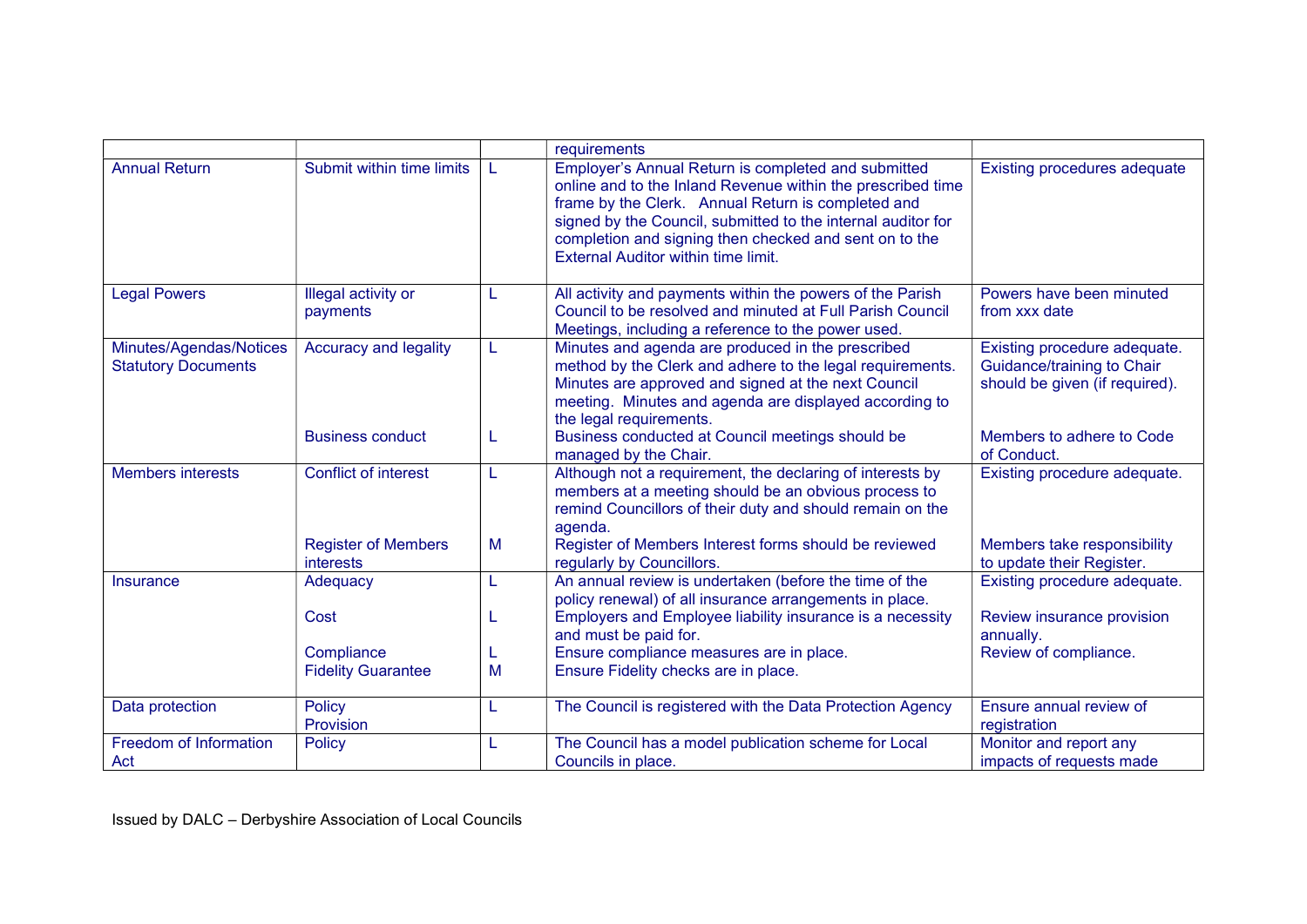| | | | | |
|---|---|---|---|---|
| | | | requirements | |
| Annual Return | Submit within time limits | L | Employer's Annual Return is completed and submitted online and to the Inland Revenue within the prescribed time frame by the Clerk. Annual Return is completed and signed by the Council, submitted to the internal auditor for completion and signing then checked and sent on to the External Auditor within time limit. | Existing procedures adequate |
| Legal Powers | Illegal activity or payments | L | All activity and payments within the powers of the Parish Council to be resolved and minuted at Full Parish Council Meetings, including a reference to the power used. | Powers have been minuted from xxx date |
| Minutes/Agendas/Notices Statutory Documents | Accuracy and legality | L | Minutes and agenda are produced in the prescribed method by the Clerk and adhere to the legal requirements. Minutes are approved and signed at the next Council meeting. Minutes and agenda are displayed according to the legal requirements. | Existing procedure adequate. Guidance/training to Chair should be given (if required). |
| | Business conduct | L | Business conducted at Council meetings should be managed by the Chair. | Members to adhere to Code of Conduct. |
| Members interests | Conflict of interest | L | Although not a requirement, the declaring of interests by members at a meeting should be an obvious process to remind Councillors of their duty and should remain on the agenda. | Existing procedure adequate. |
| | Register of Members interests | M | Register of Members Interest forms should be reviewed regularly by Councillors. | Members take responsibility to update their Register. |
| Insurance | Adequacy | L | An annual review is undertaken (before the time of the policy renewal) of all insurance arrangements in place. | Existing procedure adequate. |
| | Cost | L | Employers and Employee liability insurance is a necessity and must be paid for. | Review insurance provision annually. |
| | Compliance | L | Ensure compliance measures are in place. | Review of compliance. |
| | Fidelity Guarantee | M | Ensure Fidelity checks are in place. | |
| Data protection | Policy Provision | L | The Council is registered with the Data Protection Agency | Ensure annual review of registration |
| Freedom of Information Act | Policy | L | The Council has a model publication scheme for Local Councils in place. | Monitor and report any impacts of requests made |

Issued by DALC – Derbyshire Association of Local Councils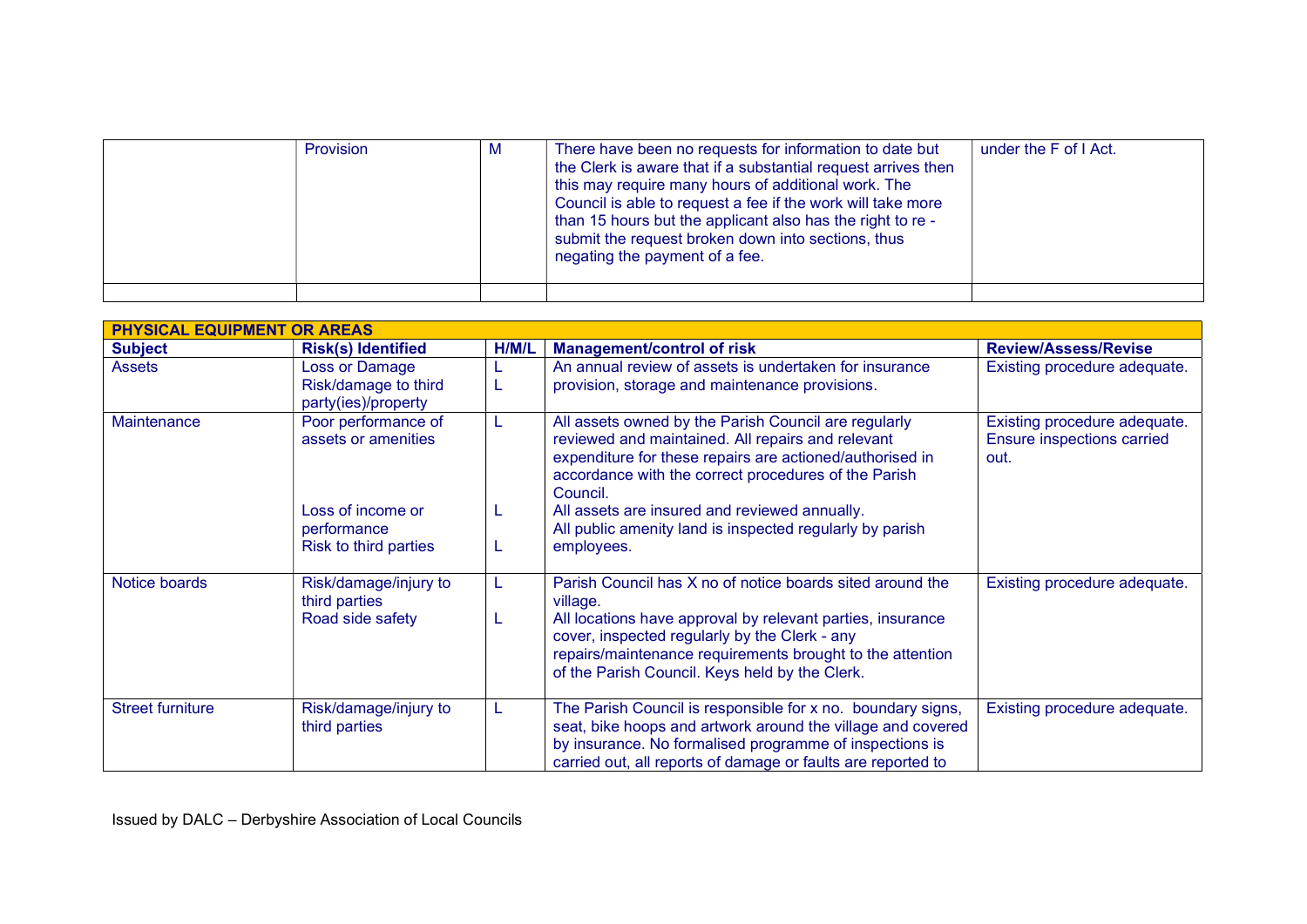| | Provision | M | There have been no requests for information to date but the Clerk is aware that if a substantial request arrives then this may require many hours of additional work. The Council is able to request a fee if the work will take more than 15 hours but the applicant also has the right to re - submit the request broken down into sections, thus negating the payment of a fee. | under the F of I Act. |
|---|---|---|---|---|
| | | | | |

| PHYSICAL EQUIPMENT OR AREAS | | | | |
|---|---|---|---|---|
| **Subject** | **Risk(s) Identified** | **H/M/L** | **Management/control of risk** | **Review/Assess/Revise** |
| Assets | Loss or Damage<br>Risk/damage to third party(ies)/property | L<br>L | An annual review of assets is undertaken for insurance provision, storage and maintenance provisions. | Existing procedure adequate. |
| Maintenance | Poor performance of assets or amenities<br><br>Loss of income or performance<br>Risk to third parties | L<br><br>L<br><br>L | All assets owned by the Parish Council are regularly reviewed and maintained. All repairs and relevant expenditure for these repairs are actioned/authorised in accordance with the correct procedures of the Parish Council.<br>All assets are insured and reviewed annually.<br>All public amenity land is inspected regularly by parish employees. | Existing procedure adequate. Ensure inspections carried out. |
| Notice boards | Risk/damage/injury to third parties<br>Road side safety | L<br><br>L | Parish Council has X no of notice boards sited around the village.<br>All locations have approval by relevant parties, insurance cover, inspected regularly by the Clerk - any repairs/maintenance requirements brought to the attention of the Parish Council. Keys held by the Clerk. | Existing procedure adequate. |
| Street furniture | Risk/damage/injury to third parties | L | The Parish Council is responsible for x no. boundary signs, seat, bike hoops and artwork around the village and covered by insurance. No formalised programme of inspections is carried out, all reports of damage or faults are reported to | Existing procedure adequate. |

Issued by DALC – Derbyshire Association of Local Councils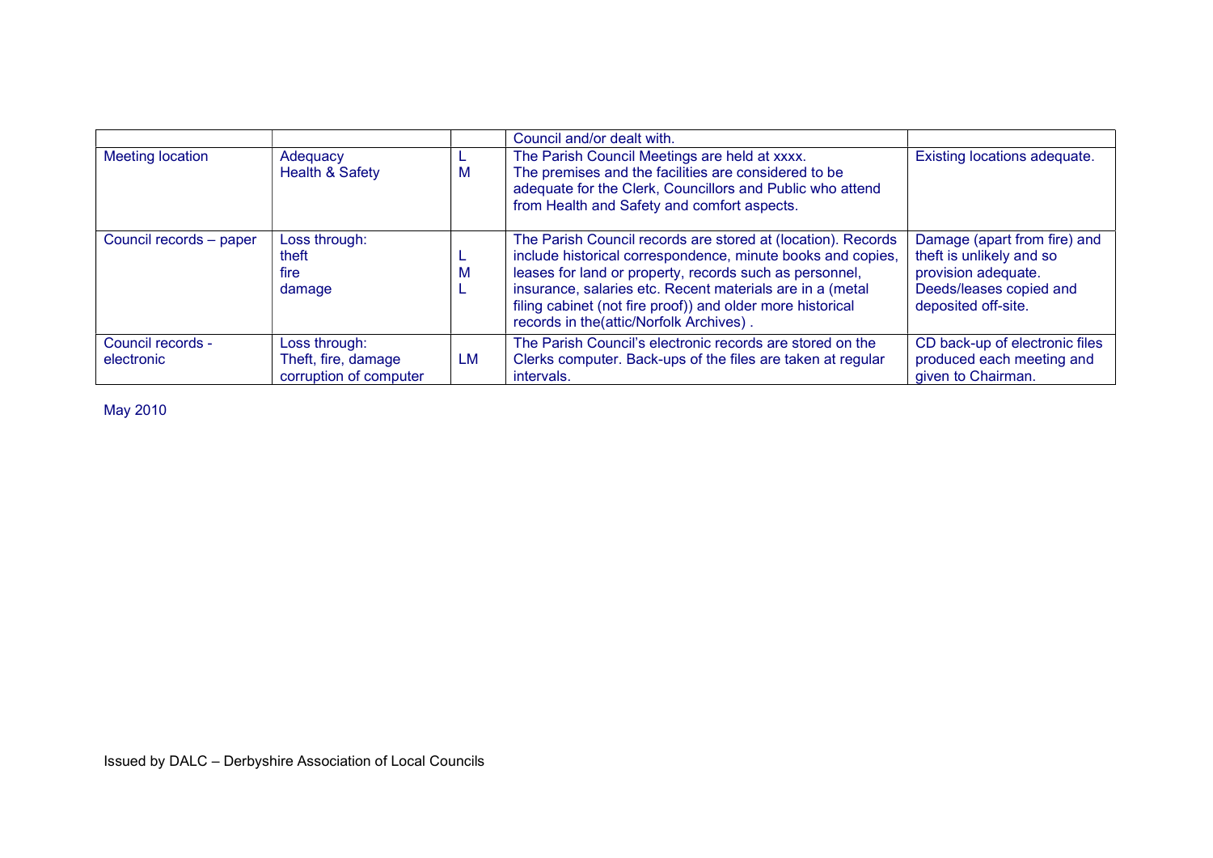| | | | | |
|---|---|---|---|---|
| | | | Council and/or dealt with. | |
| Meeting location | Adequacy<br>Health & Safety | L<br>M | The Parish Council Meetings are held at xxxx.<br>The premises and the facilities are considered to be adequate for the Clerk, Councillors and Public who attend from Health and Safety and comfort aspects. | Existing locations adequate. |
| Council records – paper | Loss through:<br>theft<br>fire<br>damage | <br>L<br>M<br>L | The Parish Council records are stored at (location). Records include historical correspondence, minute books and copies, leases for land or property, records such as personnel, insurance, salaries etc. Recent materials are in a (metal filing cabinet (not fire proof)) and older more historical records in the(attic/Norfolk Archives) . | Damage (apart from fire) and theft is unlikely and so provision adequate.<br>Deeds/leases copied and deposited off-site. |
| Council records - electronic | Loss through:<br>Theft, fire, damage<br>corruption of computer | LM | The Parish Council's electronic records are stored on the Clerks computer. Back-ups of the files are taken at regular intervals. | CD back-up of electronic files produced each meeting and given to Chairman. |

May 2010

Issued by DALC – Derbyshire Association of Local Councils